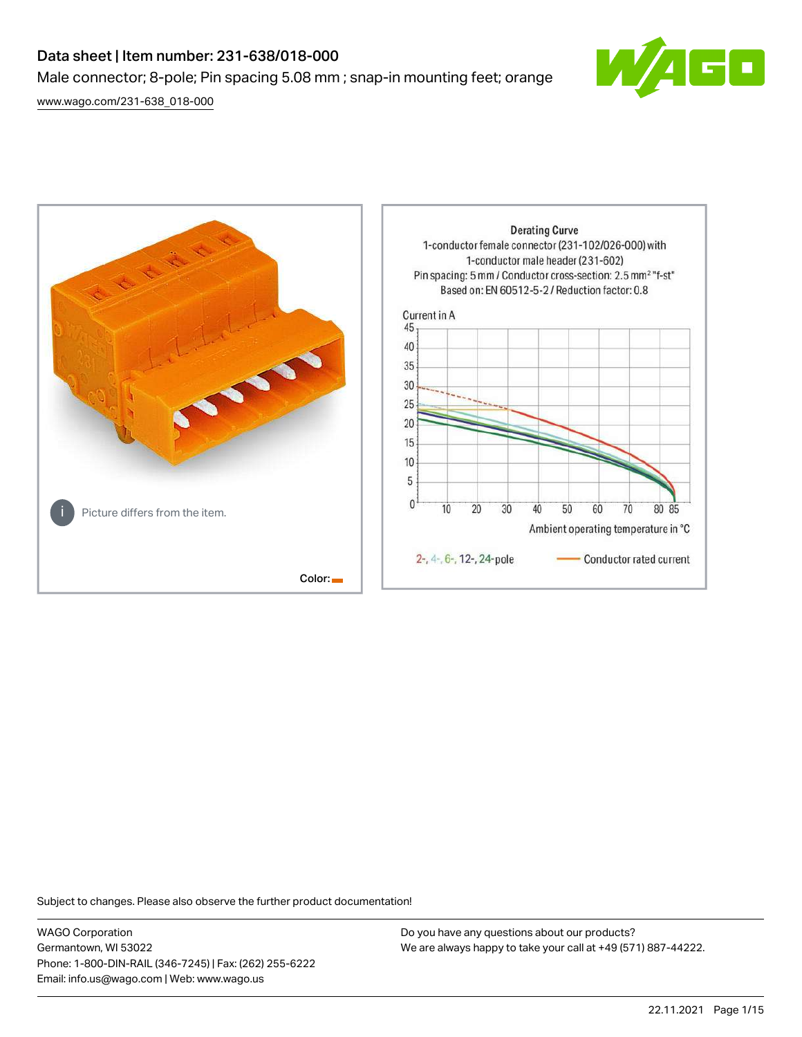# Data sheet | Item number: 231-638/018-000

Male connector; 8-pole; Pin spacing 5.08 mm ; snap-in mounting feet; orange

[www.wago.com/231-638_018-000](www.wago.com/231-638_018-000)

Picture differs from the item.

Color:

**Derating Curve**
1-conductor female connector (231-102/026-000) with 1-conductor male header (231-602)
Pin spacing: 5 mm / Conductor cross-section: 2.5 mm² "f-st"
Based on: EN 60512-5-2 / Reduction factor: 0.8

Current in A

Ambient operating temperature in °C

2-, 4-, 6-, 12-, 24-pole — Conductor rated current

Subject to changes. Please also observe the further product documentation!

WAGO Corporation
Germantown, WI 53022
Phone: 1-800-DIN-RAIL (346-7245) | Fax: (262) 255-6222
Email: info.us@wago.com | Web: www.wago.us

Do you have any questions about our products?
We are always happy to take your call at +49 (571) 887-44222.

22.11.2021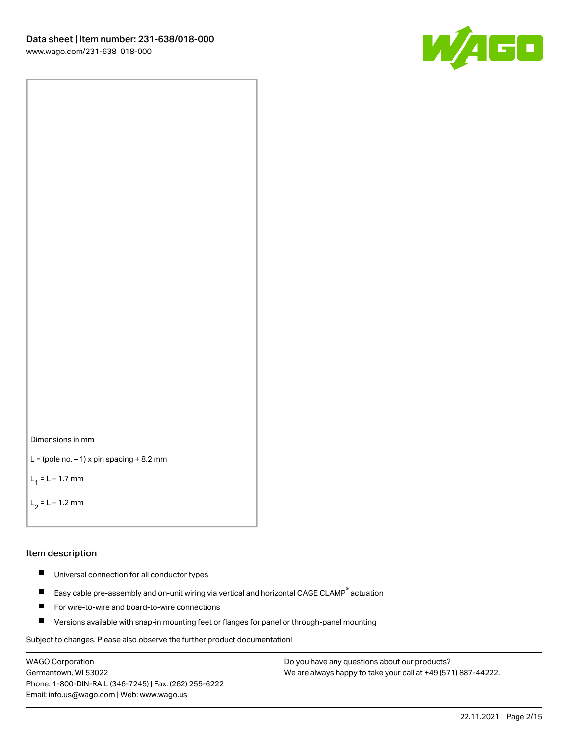Dimensions in mm

L = (pole no. – 1) x pin spacing + 8.2 mm

$L_1$ = L – 1.7 mm

$L_2$ = L – 1.2 mm

## Item description

- Universal connection for all conductor types
- Easy cable pre-assembly and on-unit wiring via vertical and horizontal CAGE CLAMP® actuation
- For wire-to-wire and board-to-wire connections
- Versions available with snap-in mounting feet or flanges for panel or through-panel mounting

Subject to changes. Please also observe the further product documentation!

WAGO Corporation
Germantown, WI 53022
Phone: 1-800-DIN-RAIL (346-7245) | Fax: (262) 255-6222
Email: info.us@wago.com | Web: www.wago.us

Do you have any questions about our products?
We are always happy to take your call at +49 (571) 887-44222.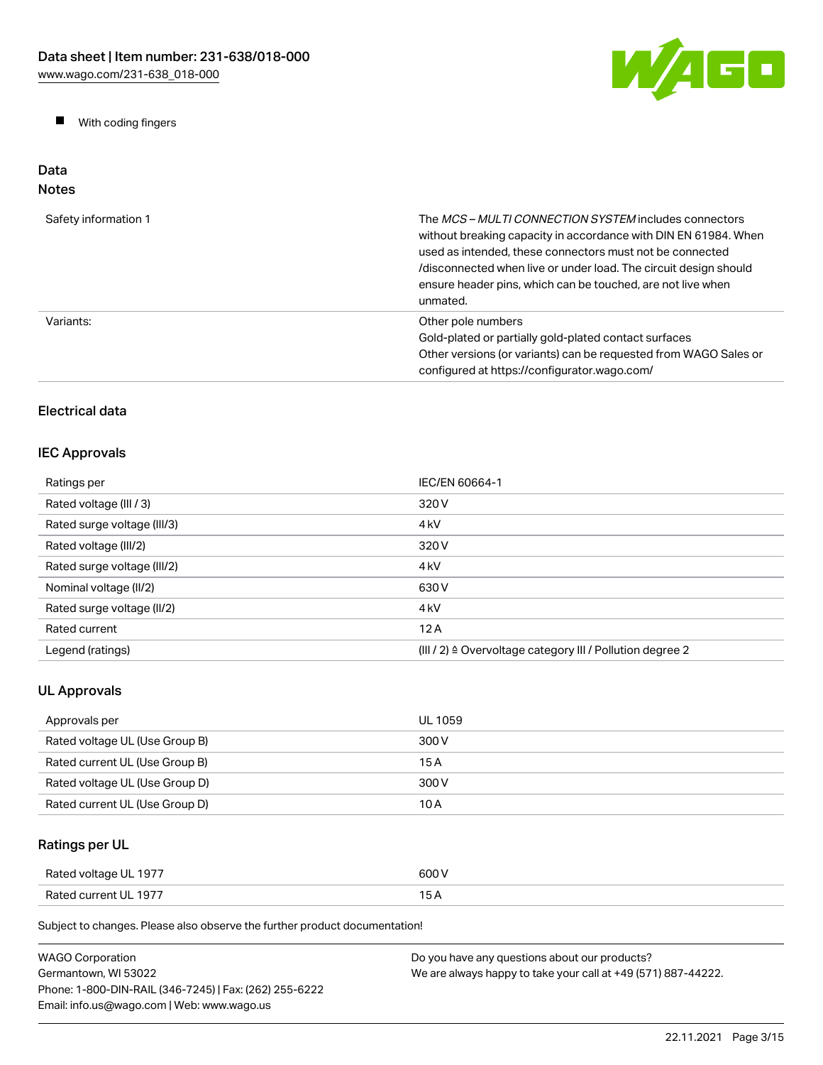- With coding fingers

## Data

### Notes

| | |
|---|---|
| Safety information 1 | The *MCS – MULTI CONNECTION SYSTEM* includes connectors without breaking capacity in accordance with DIN EN 61984. When used as intended, these connectors must not be connected /disconnected when live or under load. The circuit design should ensure header pins, which can be touched, are not live when unmated. |
| Variants: | Other pole numbers<br>Gold-plated or partially gold-plated contact surfaces<br>Other versions (or variants) can be requested from WAGO Sales or configured at https://configurator.wago.com/ |

### Electrical data

### IEC Approvals

| | |
|---|---|
| Ratings per | IEC/EN 60664-1 |
| Rated voltage (III / 3) | 320 V |
| Rated surge voltage (III/3) | 4 kV |
| Rated voltage (III/2) | 320 V |
| Rated surge voltage (III/2) | 4 kV |
| Nominal voltage (II/2) | 630 V |
| Rated surge voltage (II/2) | 4 kV |
| Rated current | 12 A |
| Legend (ratings) | (III / 2) ≙ Overvoltage category III / Pollution degree 2 |

### UL Approvals

| | |
|---|---|
| Approvals per | UL 1059 |
| Rated voltage UL (Use Group B) | 300 V |
| Rated current UL (Use Group B) | 15 A |
| Rated voltage UL (Use Group D) | 300 V |
| Rated current UL (Use Group D) | 10 A |

### Ratings per UL

| | |
|---|---|
| Rated voltage UL 1977 | 600 V |
| Rated current UL 1977 | 15 A |

Subject to changes. Please also observe the further product documentation!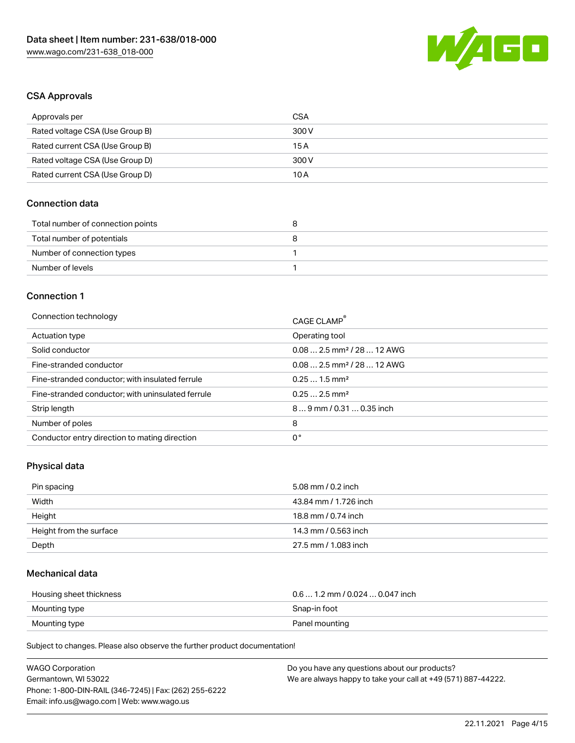## CSA Approvals

| Approvals per | CSA |
| --- | --- |
| Rated voltage CSA (Use Group B) | 300 V |
| Rated current CSA (Use Group B) | 15 A |
| Rated voltage CSA (Use Group D) | 300 V |
| Rated current CSA (Use Group D) | 10 A |

## Connection data

| Total number of connection points | 8 |
| --- | --- |
| Total number of potentials | 8 |
| Number of connection types | 1 |
| Number of levels | 1 |

## Connection 1

| Connection technology | CAGE CLAMP® |
| --- | --- |
| Actuation type | Operating tool |
| Solid conductor | 0.08 … 2.5 mm² / 28 … 12 AWG |
| Fine-stranded conductor | 0.08 … 2.5 mm² / 28 … 12 AWG |
| Fine-stranded conductor; with insulated ferrule | 0.25 … 1.5 mm² |
| Fine-stranded conductor; with uninsulated ferrule | 0.25 … 2.5 mm² |
| Strip length | 8 … 9 mm / 0.31 … 0.35 inch |
| Number of poles | 8 |
| Conductor entry direction to mating direction | 0 ° |

## Physical data

| Pin spacing | 5.08 mm / 0.2 inch |
| --- | --- |
| Width | 43.84 mm / 1.726 inch |
| Height | 18.8 mm / 0.74 inch |
| Height from the surface | 14.3 mm / 0.563 inch |
| Depth | 27.5 mm / 1.083 inch |

## Mechanical data

| Housing sheet thickness | 0.6 … 1.2 mm / 0.024 … 0.047 inch |
| --- | --- |
| Mounting type | Snap-in foot |
| Mounting type | Panel mounting |

Subject to changes. Please also observe the further product documentation!

WAGO Corporation
Germantown, WI 53022
Phone: 1-800-DIN-RAIL (346-7245) | Fax: (262) 255-6222
Email: info.us@wago.com | Web: www.wago.us

Do you have any questions about our products?
We are always happy to take your call at +49 (571) 887-44222.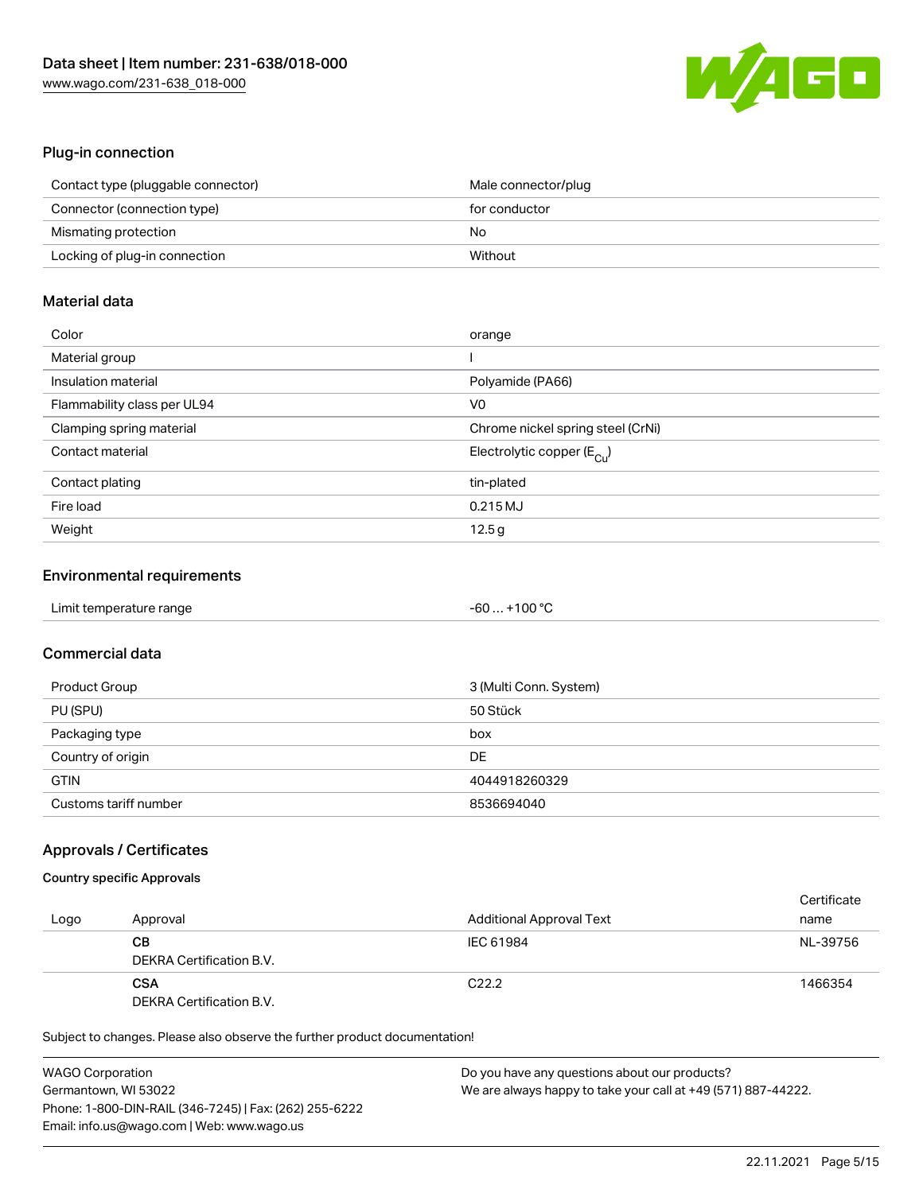## Plug-in connection

| | |
|---|---|
| Contact type (pluggable connector) | Male connector/plug |
| Connector (connection type) | for conductor |
| Mismating protection | No |
| Locking of plug-in connection | Without |

## Material data

| | |
|---|---|
| Color | orange |
| Material group | I |
| Insulation material | Polyamide (PA66) |
| Flammability class per UL94 | V0 |
| Clamping spring material | Chrome nickel spring steel (CrNi) |
| Contact material | Electrolytic copper ($E_{Cu}$) |
| Contact plating | tin-plated |
| Fire load | 0.215 MJ |
| Weight | 12.5 g |

## Environmental requirements

| | |
|---|---|
| Limit temperature range | -60 … +100 °C |

## Commercial data

| | |
|---|---|
| Product Group | 3 (Multi Conn. System) |
| PU (SPU) | 50 Stück |
| Packaging type | box |
| Country of origin | DE |
| GTIN | 4044918260329 |
| Customs tariff number | 8536694040 |

## Approvals / Certificates

### Country specific Approvals

| Logo | Approval | Additional Approval Text | Certificate name |
|---|---|---|---|
| | **CB**<br>DEKRA Certification B.V. | IEC 61984 | NL-39756 |
| | **CSA**<br>DEKRA Certification B.V. | C22.2 | 1466354 |

Subject to changes. Please also observe the further product documentation!

WAGO Corporation
Germantown, WI 53022
Phone: 1-800-DIN-RAIL (346-7245) | Fax: (262) 255-6222
Email: info.us@wago.com | Web: www.wago.us

Do you have any questions about our products?
We are always happy to take your call at +49 (571) 887-44222.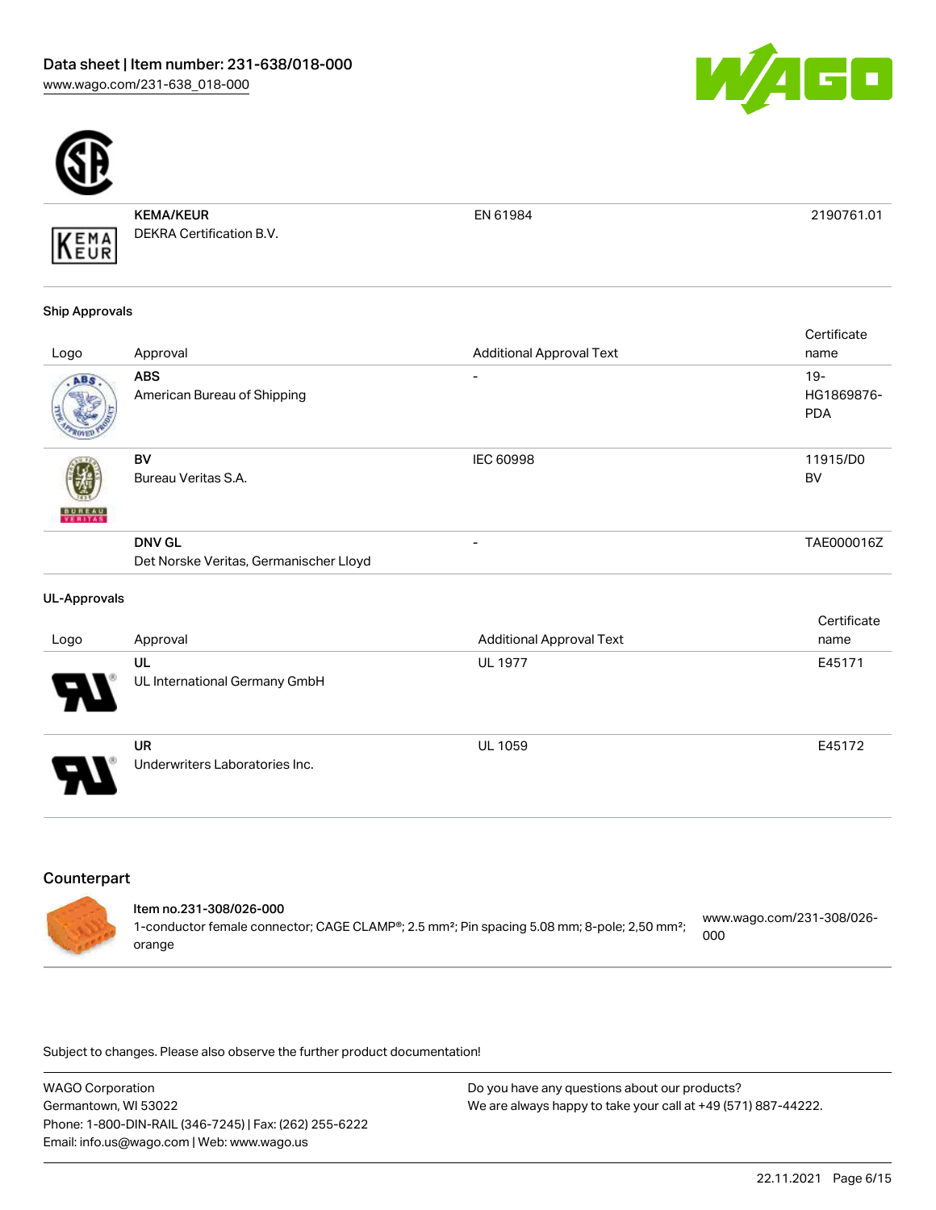| | | | |
|---|---|---|---|
| | **KEMA/KEUR**<br>DEKRA Certification B.V. | EN 61984 | 2190761.01 |

### Ship Approvals

| Logo | Approval | Additional Approval Text | Certificate name |
|---|---|---|---|
| | **ABS**<br>American Bureau of Shipping | - | 19-HG1869876-PDA |
| | **BV**<br>Bureau Veritas S.A. | IEC 60998 | 11915/D0 BV |
| | **DNV GL**<br>Det Norske Veritas, Germanischer Lloyd | - | TAE000016Z |

### UL-Approvals

| Logo | Approval | Additional Approval Text | Certificate name |
|---|---|---|---|
| | **UL**<br>UL International Germany GmbH | UL 1977 | E45171 |
| | **UR**<br>Underwriters Laboratories Inc. | UL 1059 | E45172 |

## Counterpart

**Item no.231-308/026-000**
1-conductor female connector; CAGE CLAMP®; 2.5 mm²; Pin spacing 5.08 mm; 8-pole; 2,50 mm²; orange
www.wago.com/231-308/026-000

Subject to changes. Please also observe the further product documentation!

WAGO Corporation
Germantown, WI 53022
Phone: 1-800-DIN-RAIL (346-7245) | Fax: (262) 255-6222
Email: info.us@wago.com | Web: www.wago.us

Do you have any questions about our products?
We are always happy to take your call at +49 (571) 887-44222.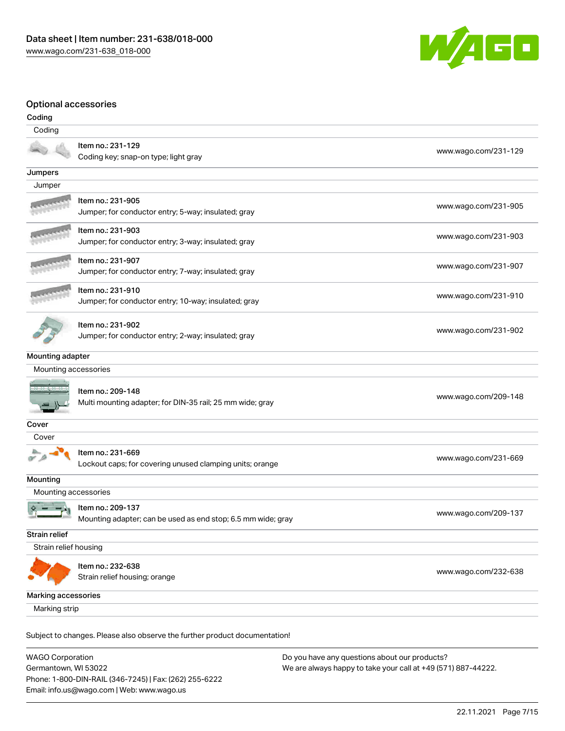## Optional accessories

### Coding

| Coding | |
|---|---|
| Item no.: 231-129<br>Coding key; snap-on type; light gray | www.wago.com/231-129 |

### Jumpers

| Jumper | |
|---|---|
| Item no.: 231-905<br>Jumper; for conductor entry; 5-way; insulated; gray | www.wago.com/231-905 |
| Item no.: 231-903<br>Jumper; for conductor entry; 3-way; insulated; gray | www.wago.com/231-903 |
| Item no.: 231-907<br>Jumper; for conductor entry; 7-way; insulated; gray | www.wago.com/231-907 |
| Item no.: 231-910<br>Jumper; for conductor entry; 10-way; insulated; gray | www.wago.com/231-910 |
| Item no.: 231-902<br>Jumper; for conductor entry; 2-way; insulated; gray | www.wago.com/231-902 |

### Mounting adapter

| Mounting accessories | |
|---|---|
| Item no.: 209-148<br>Multi mounting adapter; for DIN-35 rail; 25 mm wide; gray | www.wago.com/209-148 |

### Cover

| Cover | |
|---|---|
| Item no.: 231-669<br>Lockout caps; for covering unused clamping units; orange | www.wago.com/231-669 |

### Mounting

| Mounting accessories | |
|---|---|
| Item no.: 209-137<br>Mounting adapter; can be used as end stop; 6.5 mm wide; gray | www.wago.com/209-137 |

### Strain relief

| Strain relief housing | |
|---|---|
| Item no.: 232-638<br>Strain relief housing; orange | www.wago.com/232-638 |

### Marking accessories

Marking strip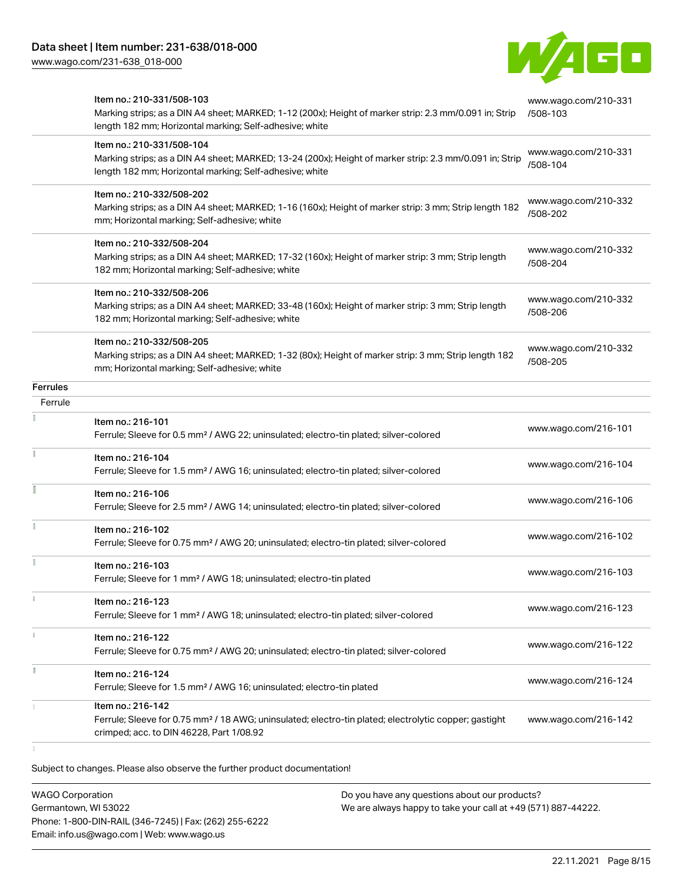| | | |
|---|---|---|
| | Item no.: 210-331/508-103<br>Marking strips; as a DIN A4 sheet; MARKED; 1-12 (200x); Height of marker strip: 2.3 mm/0.091 in; Strip length 182 mm; Horizontal marking; Self-adhesive; white | www.wago.com/210-331/508-103 |
| | Item no.: 210-331/508-104<br>Marking strips; as a DIN A4 sheet; MARKED; 13-24 (200x); Height of marker strip: 2.3 mm/0.091 in; Strip length 182 mm; Horizontal marking; Self-adhesive; white | www.wago.com/210-331/508-104 |
| | Item no.: 210-332/508-202<br>Marking strips; as a DIN A4 sheet; MARKED; 1-16 (160x); Height of marker strip: 3 mm; Strip length 182 mm; Horizontal marking; Self-adhesive; white | www.wago.com/210-332/508-202 |
| | Item no.: 210-332/508-204<br>Marking strips; as a DIN A4 sheet; MARKED; 17-32 (160x); Height of marker strip: 3 mm; Strip length 182 mm; Horizontal marking; Self-adhesive; white | www.wago.com/210-332/508-204 |
| | Item no.: 210-332/508-206<br>Marking strips; as a DIN A4 sheet; MARKED; 33-48 (160x); Height of marker strip: 3 mm; Strip length 182 mm; Horizontal marking; Self-adhesive; white | www.wago.com/210-332/508-206 |
| | Item no.: 210-332/508-205<br>Marking strips; as a DIN A4 sheet; MARKED; 1-32 (80x); Height of marker strip: 3 mm; Strip length 182 mm; Horizontal marking; Self-adhesive; white | www.wago.com/210-332/508-205 |
| **Ferrules** | | |
| Ferrule | | |
| | Item no.: 216-101<br>Ferrule; Sleeve for 0.5 mm² / AWG 22; uninsulated; electro-tin plated; silver-colored | www.wago.com/216-101 |
| | Item no.: 216-104<br>Ferrule; Sleeve for 1.5 mm² / AWG 16; uninsulated; electro-tin plated; silver-colored | www.wago.com/216-104 |
| | Item no.: 216-106<br>Ferrule; Sleeve for 2.5 mm² / AWG 14; uninsulated; electro-tin plated; silver-colored | www.wago.com/216-106 |
| | Item no.: 216-102<br>Ferrule; Sleeve for 0.75 mm² / AWG 20; uninsulated; electro-tin plated; silver-colored | www.wago.com/216-102 |
| | Item no.: 216-103<br>Ferrule; Sleeve for 1 mm² / AWG 18; uninsulated; electro-tin plated | www.wago.com/216-103 |
| | Item no.: 216-123<br>Ferrule; Sleeve for 1 mm² / AWG 18; uninsulated; electro-tin plated; silver-colored | www.wago.com/216-123 |
| | Item no.: 216-122<br>Ferrule; Sleeve for 0.75 mm² / AWG 20; uninsulated; electro-tin plated; silver-colored | www.wago.com/216-122 |
| | Item no.: 216-124<br>Ferrule; Sleeve for 1.5 mm² / AWG 16; uninsulated; electro-tin plated | www.wago.com/216-124 |
| | Item no.: 216-142<br>Ferrule; Sleeve for 0.75 mm² / 18 AWG; uninsulated; electro-tin plated; electrolytic copper; gastight crimped; acc. to DIN 46228, Part 1/08.92 | www.wago.com/216-142 |

Subject to changes. Please also observe the further product documentation!

WAGO Corporation
Germantown, WI 53022
Phone: 1-800-DIN-RAIL (346-7245) | Fax: (262) 255-6222
Email: info.us@wago.com | Web: www.wago.us

Do you have any questions about our products?
We are always happy to take your call at +49 (571) 887-44222.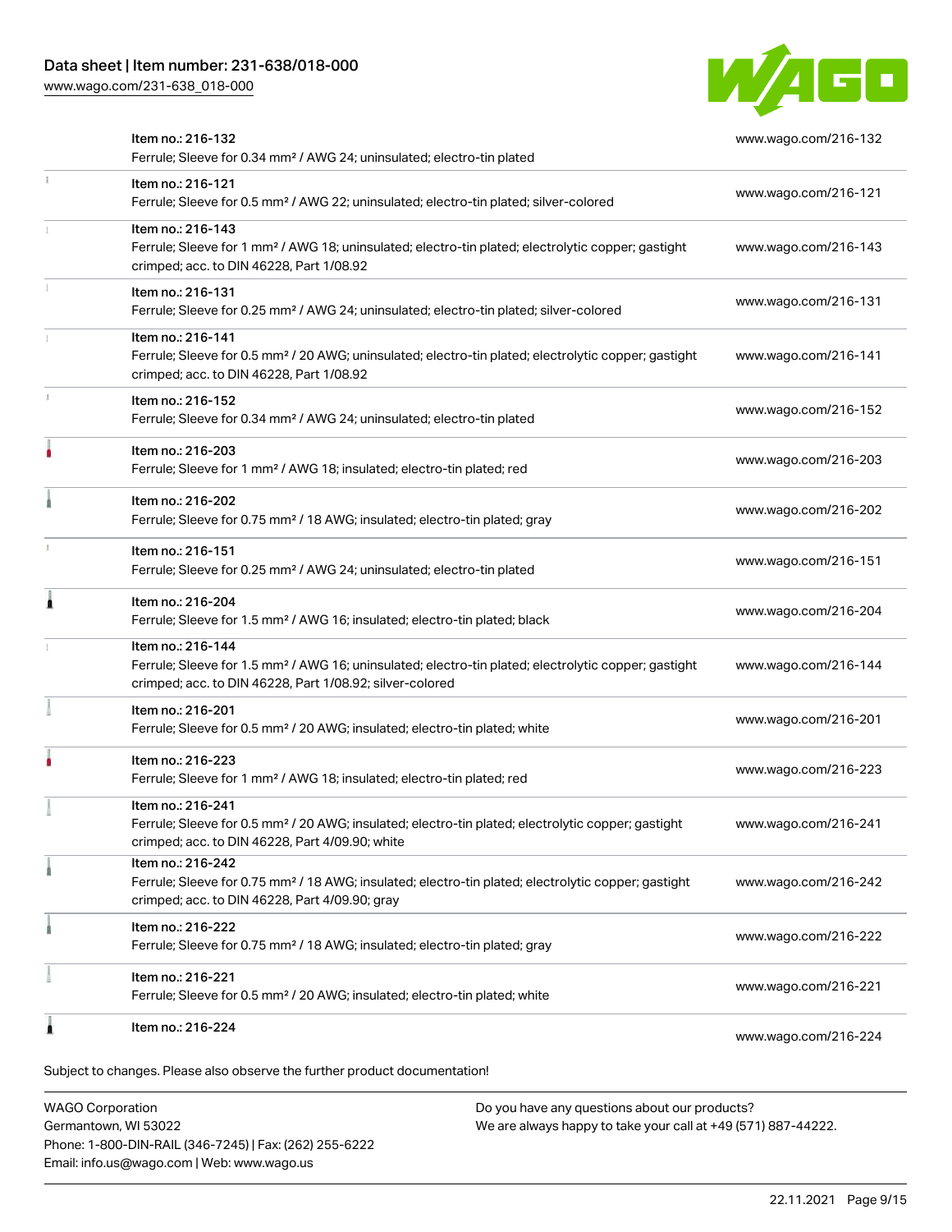| Item | Link |
| --- | --- |
| Item no.: 216-132<br>Ferrule; Sleeve for 0.34 mm² / AWG 24; uninsulated; electro-tin plated | www.wago.com/216-132 |
| Item no.: 216-121<br>Ferrule; Sleeve for 0.5 mm² / AWG 22; uninsulated; electro-tin plated; silver-colored | www.wago.com/216-121 |
| Item no.: 216-143<br>Ferrule; Sleeve for 1 mm² / AWG 18; uninsulated; electro-tin plated; electrolytic copper; gastight crimped; acc. to DIN 46228, Part 1/08.92 | www.wago.com/216-143 |
| Item no.: 216-131<br>Ferrule; Sleeve for 0.25 mm² / AWG 24; uninsulated; electro-tin plated; silver-colored | www.wago.com/216-131 |
| Item no.: 216-141<br>Ferrule; Sleeve for 0.5 mm² / 20 AWG; uninsulated; electro-tin plated; electrolytic copper; gastight crimped; acc. to DIN 46228, Part 1/08.92 | www.wago.com/216-141 |
| Item no.: 216-152<br>Ferrule; Sleeve for 0.34 mm² / AWG 24; uninsulated; electro-tin plated | www.wago.com/216-152 |
| Item no.: 216-203<br>Ferrule; Sleeve for 1 mm² / AWG 18; insulated; electro-tin plated; red | www.wago.com/216-203 |
| Item no.: 216-202<br>Ferrule; Sleeve for 0.75 mm² / 18 AWG; insulated; electro-tin plated; gray | www.wago.com/216-202 |
| Item no.: 216-151<br>Ferrule; Sleeve for 0.25 mm² / AWG 24; uninsulated; electro-tin plated | www.wago.com/216-151 |
| Item no.: 216-204<br>Ferrule; Sleeve for 1.5 mm² / AWG 16; insulated; electro-tin plated; black | www.wago.com/216-204 |
| Item no.: 216-144<br>Ferrule; Sleeve for 1.5 mm² / AWG 16; uninsulated; electro-tin plated; electrolytic copper; gastight crimped; acc. to DIN 46228, Part 1/08.92; silver-colored | www.wago.com/216-144 |
| Item no.: 216-201<br>Ferrule; Sleeve for 0.5 mm² / 20 AWG; insulated; electro-tin plated; white | www.wago.com/216-201 |
| Item no.: 216-223<br>Ferrule; Sleeve for 1 mm² / AWG 18; insulated; electro-tin plated; red | www.wago.com/216-223 |
| Item no.: 216-241<br>Ferrule; Sleeve for 0.5 mm² / 20 AWG; insulated; electro-tin plated; electrolytic copper; gastight crimped; acc. to DIN 46228, Part 4/09.90; white | www.wago.com/216-241 |
| Item no.: 216-242<br>Ferrule; Sleeve for 0.75 mm² / 18 AWG; insulated; electro-tin plated; electrolytic copper; gastight crimped; acc. to DIN 46228, Part 4/09.90; gray | www.wago.com/216-242 |
| Item no.: 216-222<br>Ferrule; Sleeve for 0.75 mm² / 18 AWG; insulated; electro-tin plated; gray | www.wago.com/216-222 |
| Item no.: 216-221<br>Ferrule; Sleeve for 0.5 mm² / 20 AWG; insulated; electro-tin plated; white | www.wago.com/216-221 |
| Item no.: 216-224 | www.wago.com/216-224 |

Subject to changes. Please also observe the further product documentation!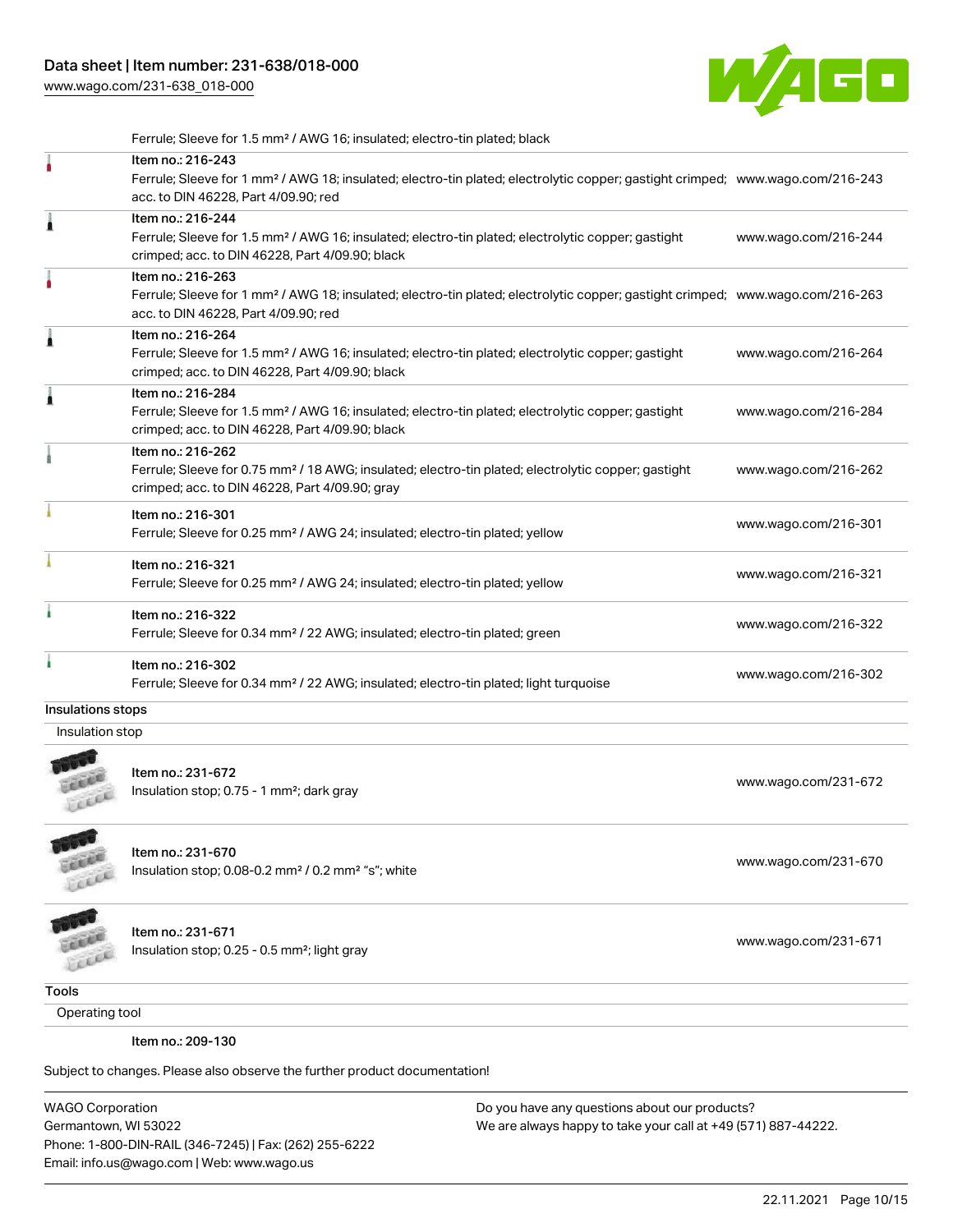Ferrule; Sleeve for 1.5 mm² / AWG 16; insulated; electro-tin plated; black

| Item | Link |
| --- | --- |
| Item no.: 216-243<br>Ferrule; Sleeve for 1 mm² / AWG 18; insulated; electro-tin plated; electrolytic copper; gastight crimped; acc. to DIN 46228, Part 4/09.90; red | www.wago.com/216-243 |
| Item no.: 216-244<br>Ferrule; Sleeve for 1.5 mm² / AWG 16; insulated; electro-tin plated; electrolytic copper; gastight crimped; acc. to DIN 46228, Part 4/09.90; black | www.wago.com/216-244 |
| Item no.: 216-263<br>Ferrule; Sleeve for 1 mm² / AWG 18; insulated; electro-tin plated; electrolytic copper; gastight crimped; acc. to DIN 46228, Part 4/09.90; red | www.wago.com/216-263 |
| Item no.: 216-264<br>Ferrule; Sleeve for 1.5 mm² / AWG 16; insulated; electro-tin plated; electrolytic copper; gastight crimped; acc. to DIN 46228, Part 4/09.90; black | www.wago.com/216-264 |
| Item no.: 216-284<br>Ferrule; Sleeve for 1.5 mm² / AWG 16; insulated; electro-tin plated; electrolytic copper; gastight crimped; acc. to DIN 46228, Part 4/09.90; black | www.wago.com/216-284 |
| Item no.: 216-262<br>Ferrule; Sleeve for 0.75 mm² / 18 AWG; insulated; electro-tin plated; electrolytic copper; gastight crimped; acc. to DIN 46228, Part 4/09.90; gray | www.wago.com/216-262 |
| Item no.: 216-301<br>Ferrule; Sleeve for 0.25 mm² / AWG 24; insulated; electro-tin plated; yellow | www.wago.com/216-301 |
| Item no.: 216-321<br>Ferrule; Sleeve for 0.25 mm² / AWG 24; insulated; electro-tin plated; yellow | www.wago.com/216-321 |
| Item no.: 216-322<br>Ferrule; Sleeve for 0.34 mm² / 22 AWG; insulated; electro-tin plated; green | www.wago.com/216-322 |
| Item no.: 216-302<br>Ferrule; Sleeve for 0.34 mm² / 22 AWG; insulated; electro-tin plated; light turquoise | www.wago.com/216-302 |

## Insulations stops

Insulation stop

| Item | Link |
| --- | --- |
| Item no.: 231-672<br>Insulation stop; 0.75 - 1 mm²; dark gray | www.wago.com/231-672 |
| Item no.: 231-670<br>Insulation stop; 0.08-0.2 mm² / 0.2 mm² "s"; white | www.wago.com/231-670 |
| Item no.: 231-671<br>Insulation stop; 0.25 - 0.5 mm²; light gray | www.wago.com/231-671 |

## Tools

Operating tool

Item no.: 209-130

Subject to changes. Please also observe the further product documentation!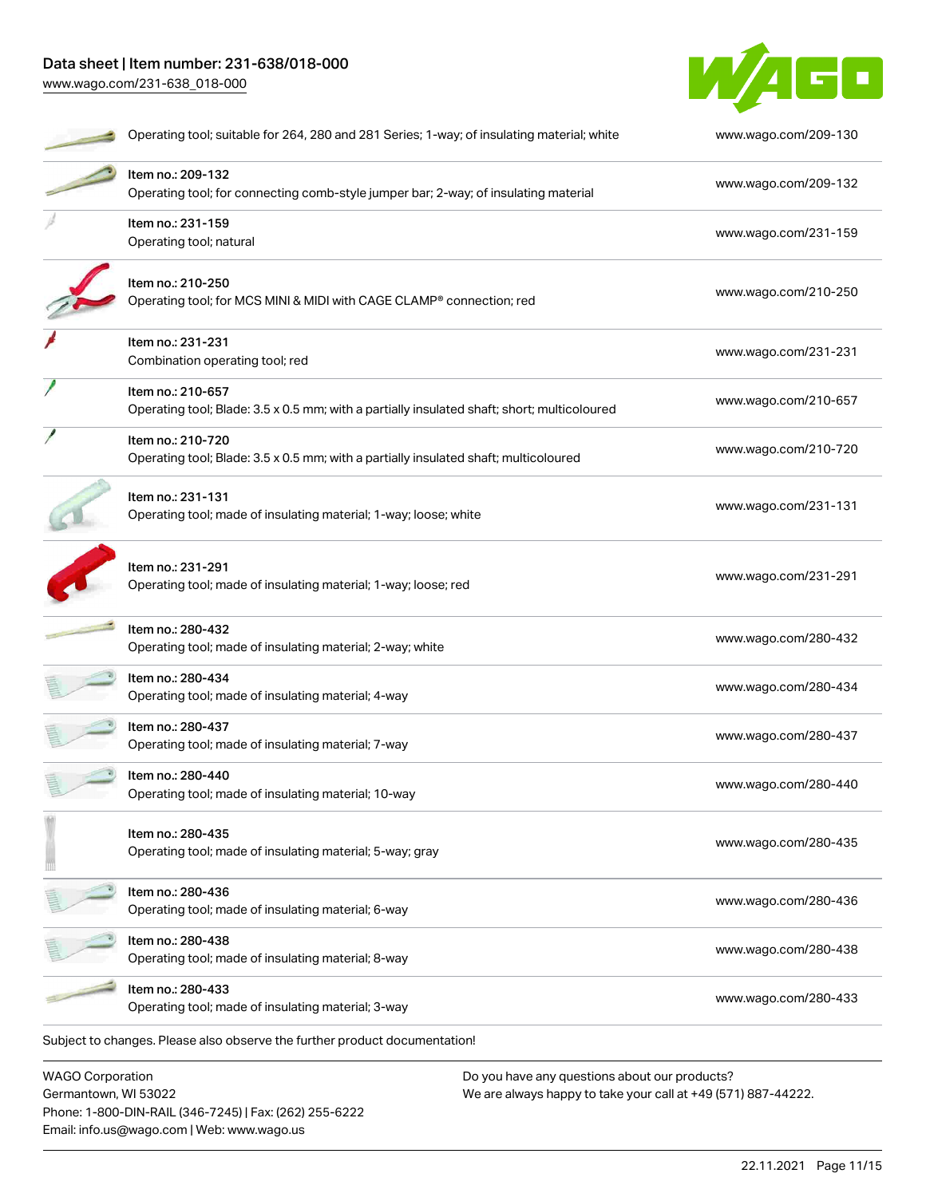| | | |
|---|---|---|
| | Operating tool; suitable for 264, 280 and 281 Series; 1-way; of insulating material; white | www.wago.com/209-130 |
| | Item no.: 209-132<br>Operating tool; for connecting comb-style jumper bar; 2-way; of insulating material | www.wago.com/209-132 |
| | Item no.: 231-159<br>Operating tool; natural | www.wago.com/231-159 |
| | Item no.: 210-250<br>Operating tool; for MCS MINI & MIDI with CAGE CLAMP® connection; red | www.wago.com/210-250 |
| | Item no.: 231-231<br>Combination operating tool; red | www.wago.com/231-231 |
| | Item no.: 210-657<br>Operating tool; Blade: 3.5 x 0.5 mm; with a partially insulated shaft; short; multicoloured | www.wago.com/210-657 |
| | Item no.: 210-720<br>Operating tool; Blade: 3.5 x 0.5 mm; with a partially insulated shaft; multicoloured | www.wago.com/210-720 |
| | Item no.: 231-131<br>Operating tool; made of insulating material; 1-way; loose; white | www.wago.com/231-131 |
| | Item no.: 231-291<br>Operating tool; made of insulating material; 1-way; loose; red | www.wago.com/231-291 |
| | Item no.: 280-432<br>Operating tool; made of insulating material; 2-way; white | www.wago.com/280-432 |
| | Item no.: 280-434<br>Operating tool; made of insulating material; 4-way | www.wago.com/280-434 |
| | Item no.: 280-437<br>Operating tool; made of insulating material; 7-way | www.wago.com/280-437 |
| | Item no.: 280-440<br>Operating tool; made of insulating material; 10-way | www.wago.com/280-440 |
| | Item no.: 280-435<br>Operating tool; made of insulating material; 5-way; gray | www.wago.com/280-435 |
| | Item no.: 280-436<br>Operating tool; made of insulating material; 6-way | www.wago.com/280-436 |
| | Item no.: 280-438<br>Operating tool; made of insulating material; 8-way | www.wago.com/280-438 |
| | Item no.: 280-433<br>Operating tool; made of insulating material; 3-way | www.wago.com/280-433 |

Subject to changes. Please also observe the further product documentation!

WAGO Corporation
Germantown, WI 53022
Phone: 1-800-DIN-RAIL (346-7245) | Fax: (262) 255-6222
Email: info.us@wago.com | Web: www.wago.us

Do you have any questions about our products?
We are always happy to take your call at +49 (571) 887-44222.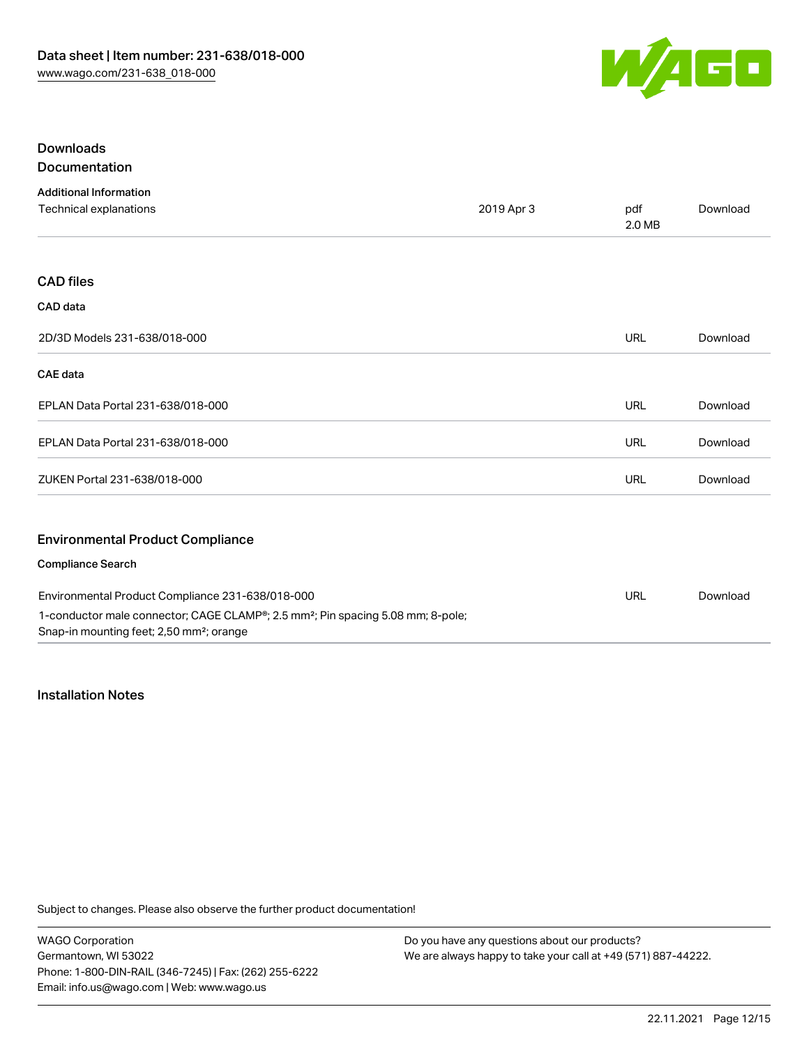## Downloads

### Documentation

#### Additional Information

| | | | |
|---|---|---|---|
| Technical explanations | 2019 Apr 3 | pdf<br>2.0 MB | Download |

### CAD files

#### CAD data

| | | |
|---|---|---|
| 2D/3D Models 231-638/018-000 | URL | Download |

#### CAE data

| | | |
|---|---|---|
| EPLAN Data Portal 231-638/018-000 | URL | Download |
| EPLAN Data Portal 231-638/018-000 | URL | Download |
| ZUKEN Portal 231-638/018-000 | URL | Download |

### Environmental Product Compliance

#### Compliance Search

| | | |
|---|---|---|
| Environmental Product Compliance 231-638/018-000<br>1-conductor male connector; CAGE CLAMP®; 2.5 mm²; Pin spacing 5.08 mm; 8-pole; Snap-in mounting feet; 2,50 mm²; orange | URL | Download |

## Installation Notes

Subject to changes. Please also observe the further product documentation!

WAGO Corporation
Germantown, WI 53022
Phone: 1-800-DIN-RAIL (346-7245) | Fax: (262) 255-6222
Email: info.us@wago.com | Web: www.wago.us

Do you have any questions about our products?
We are always happy to take your call at +49 (571) 887-44222.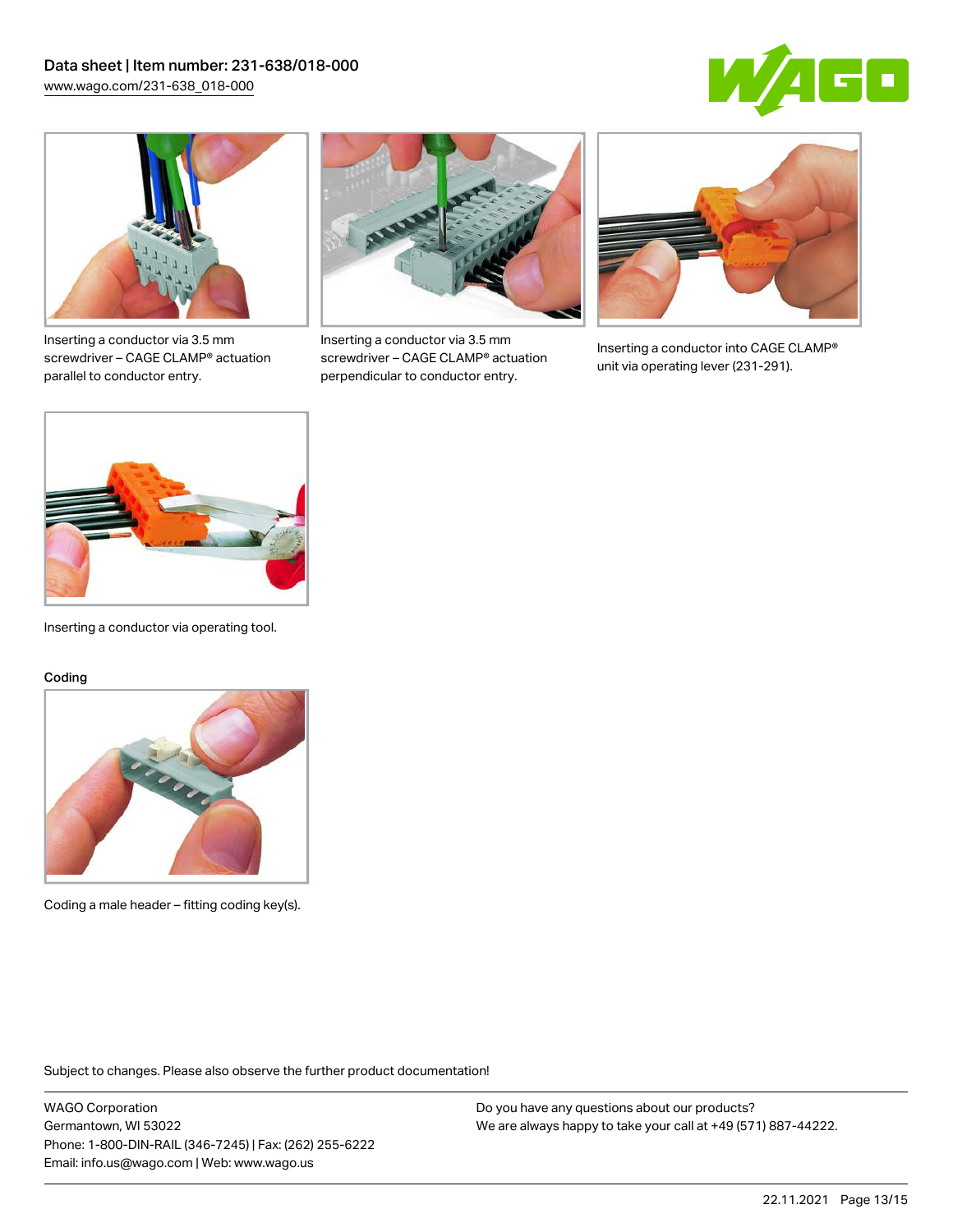Inserting a conductor via 3.5 mm screwdriver – CAGE CLAMP® actuation parallel to conductor entry.

Inserting a conductor via 3.5 mm screwdriver – CAGE CLAMP® actuation perpendicular to conductor entry.

Inserting a conductor into CAGE CLAMP® unit via operating lever (231-291).

Inserting a conductor via operating tool.

Coding

Coding a male header – fitting coding key(s).

Subject to changes. Please also observe the further product documentation!

WAGO Corporation
Germantown, WI 53022
Phone: 1-800-DIN-RAIL (346-7245) | Fax: (262) 255-6222
Email: info.us@wago.com | Web: www.wago.us

Do you have any questions about our products?
We are always happy to take your call at +49 (571) 887-44222.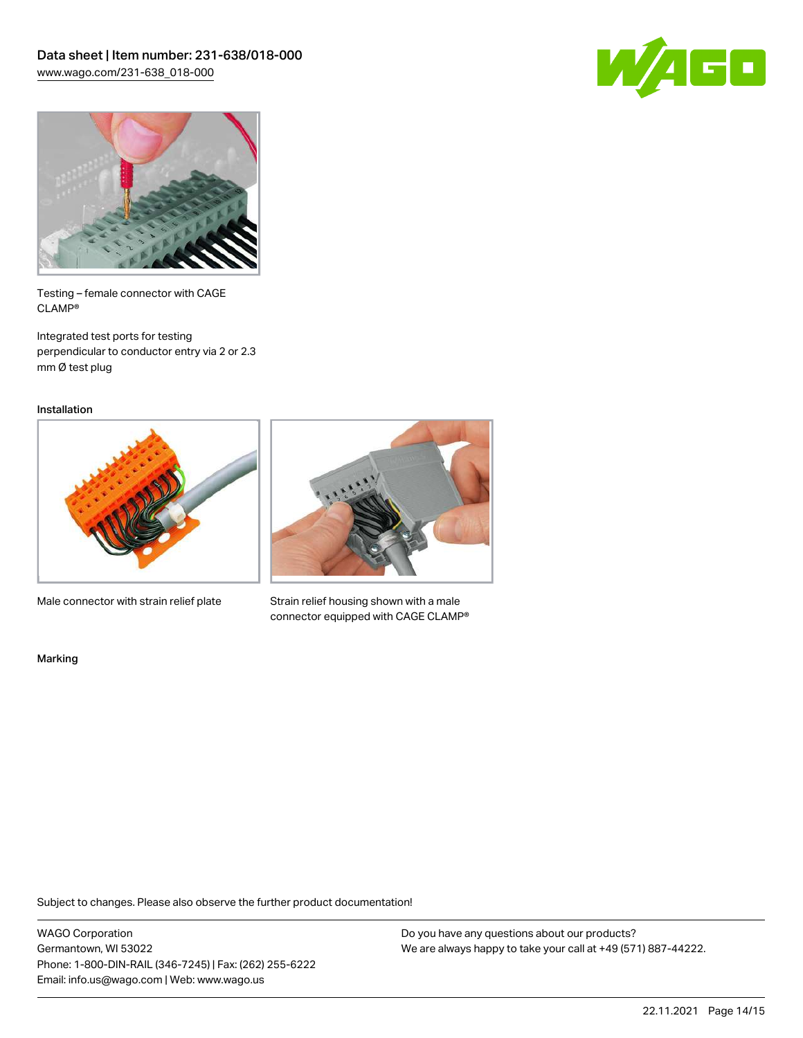Testing – female connector with CAGE CLAMP®

Integrated test ports for testing perpendicular to conductor entry via 2 or 2.3 mm Ø test plug

## Installation

Male connector with strain relief plate

Strain relief housing shown with a male connector equipped with CAGE CLAMP®

## Marking

Subject to changes. Please also observe the further product documentation!

WAGO Corporation
Germantown, WI 53022
Phone: 1-800-DIN-RAIL (346-7245) | Fax: (262) 255-6222
Email: info.us@wago.com | Web: www.wago.us

Do you have any questions about our products?
We are always happy to take your call at +49 (571) 887-44222.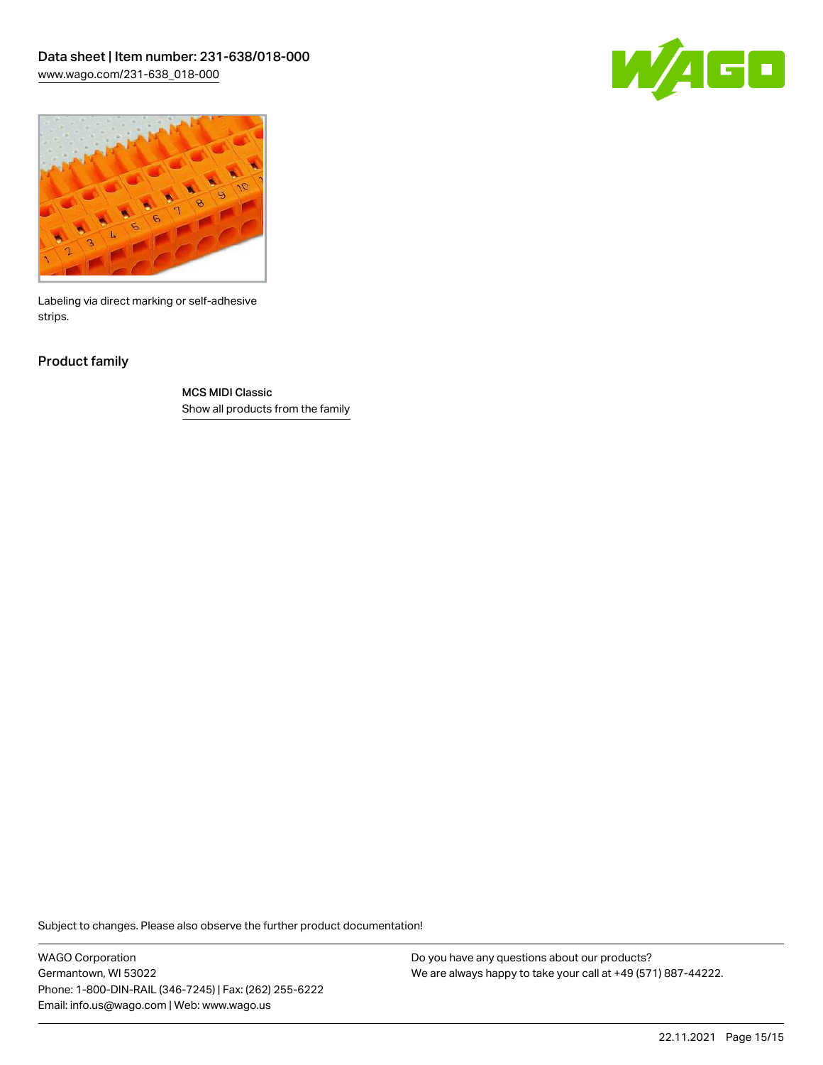Labeling via direct marking or self-adhesive strips.

## Product family

**MCS MIDI Classic**

Show all products from the family

Subject to changes. Please also observe the further product documentation!

WAGO Corporation
Germantown, WI 53022
Phone: 1-800-DIN-RAIL (346-7245) | Fax: (262) 255-6222
Email: info.us@wago.com | Web: www.wago.us

Do you have any questions about our products?
We are always happy to take your call at +49 (571) 887-44222.